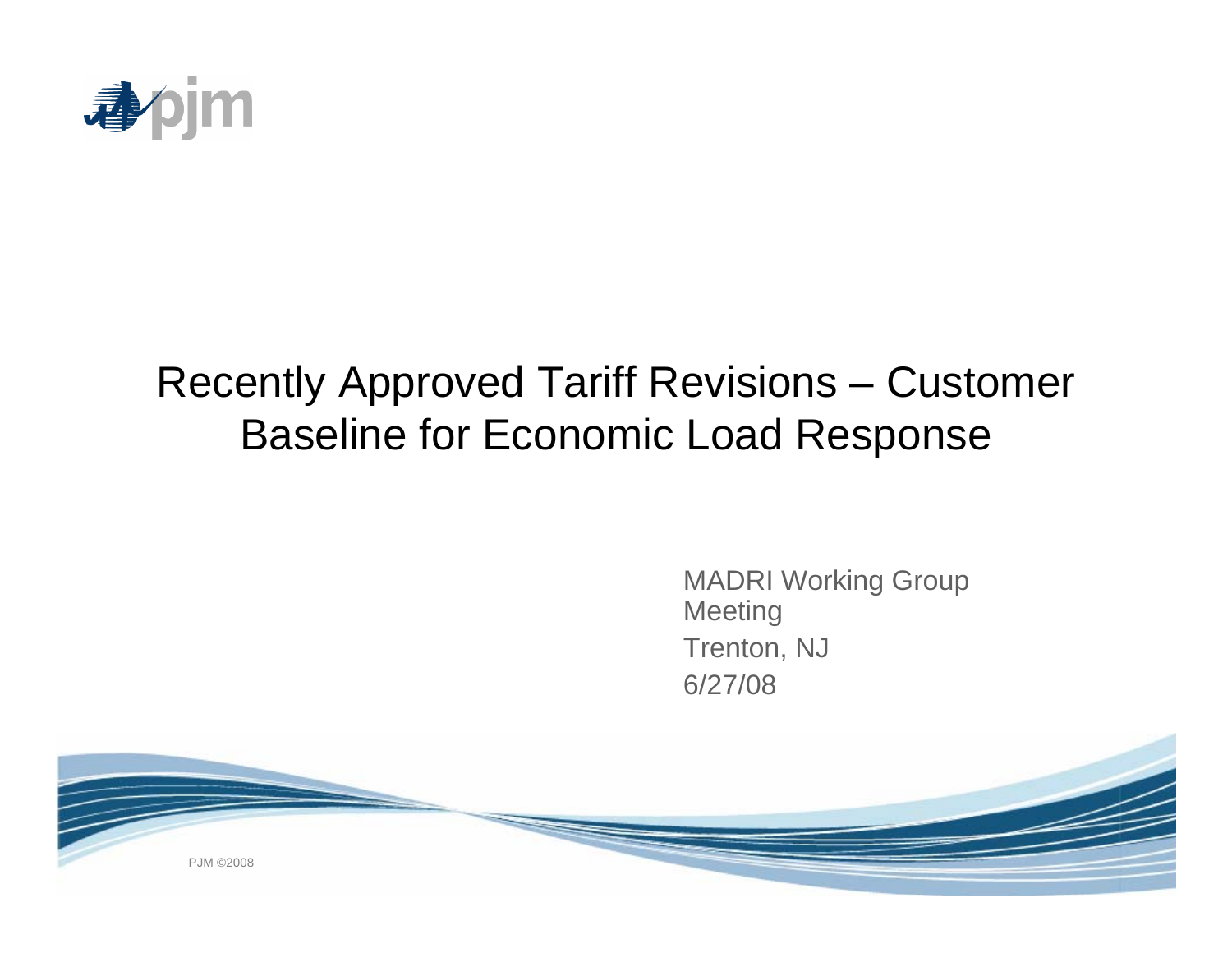# Recently Approved Tariff Revisions – Customer Baseline for Economic Load Response

MADRI Working Group Meeting

Trenton, NJ

6/27/08

PJM ©2008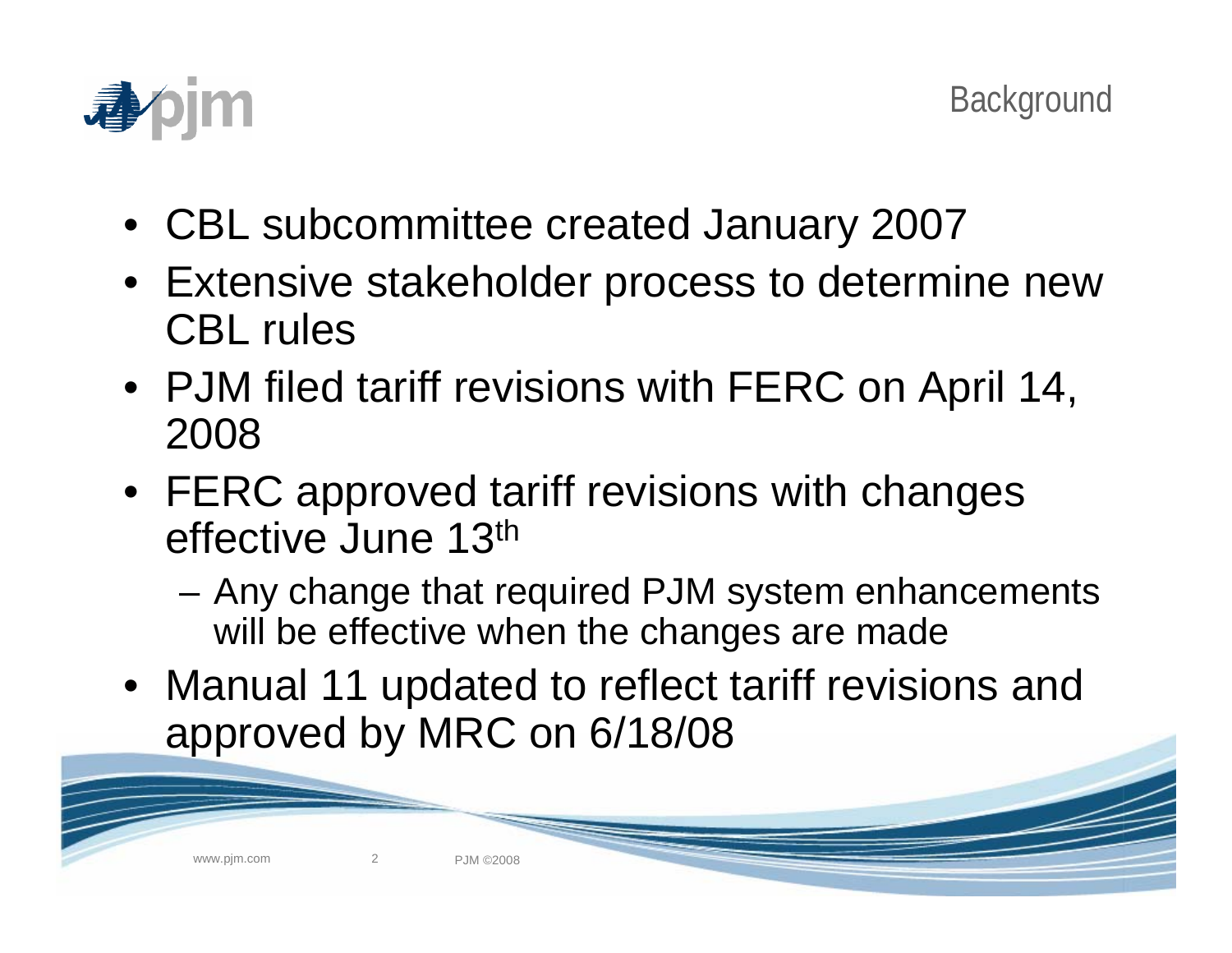# Background

- CBL subcommittee created January 2007
- Extensive stakeholder process to determine new CBL rules
- PJM filed tariff revisions with FERC on April 14, 2008
- FERC approved tariff revisions with changes effective June 13th
  - Any change that required PJM system enhancements will be effective when the changes are made
- Manual 11 updated to reflect tariff revisions and approved by MRC on 6/18/08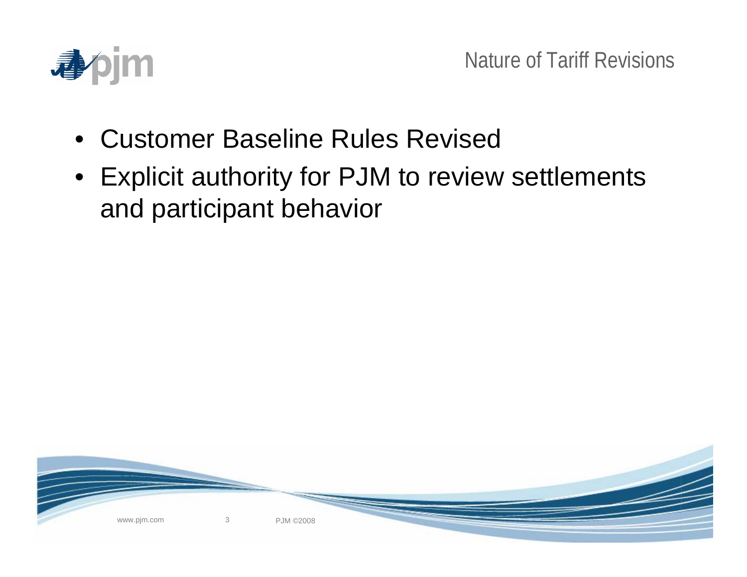# Nature of Tariff Revisions

- Customer Baseline Rules Revised
- Explicit authority for PJM to review settlements and participant behavior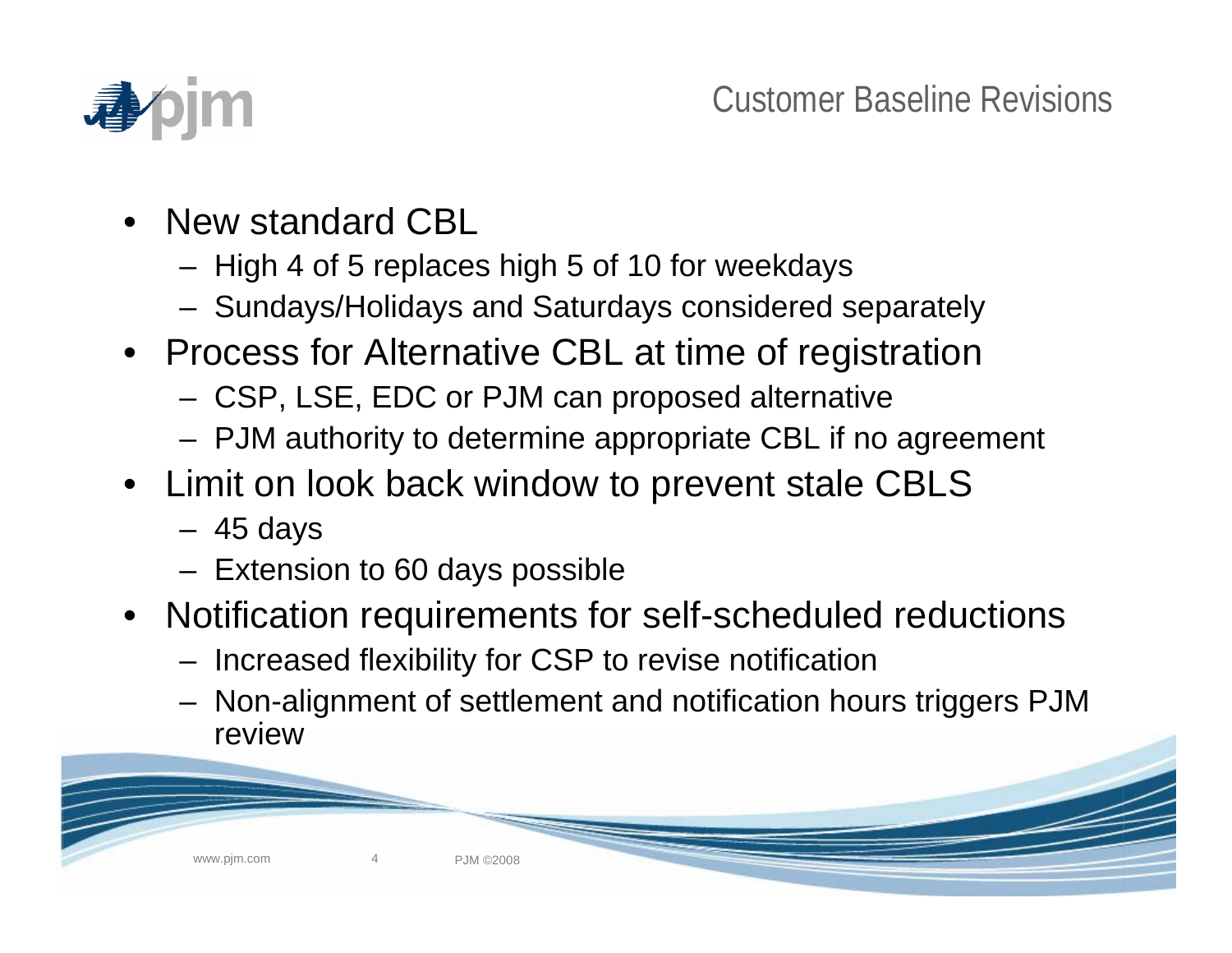# Customer Baseline Revisions

- New standard CBL
  - High 4 of 5 replaces high 5 of 10 for weekdays
  - Sundays/Holidays and Saturdays considered separately
- Process for Alternative CBL at time of registration
  - CSP, LSE, EDC or PJM can proposed alternative
  - PJM authority to determine appropriate CBL if no agreement
- Limit on look back window to prevent stale CBLS
  - 45 days
  - Extension to 60 days possible
- Notification requirements for self-scheduled reductions
  - Increased flexibility for CSP to revise notification
  - Non-alignment of settlement and notification hours triggers PJM review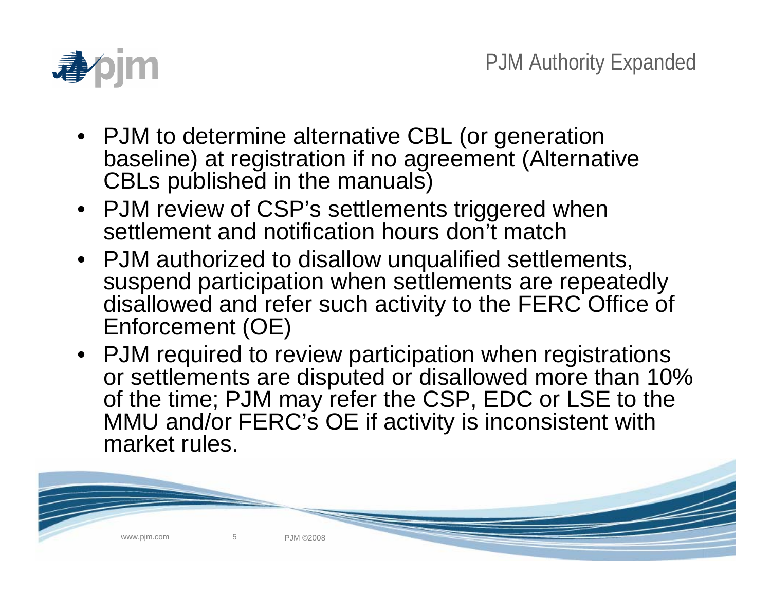# PJM Authority Expanded

- PJM to determine alternative CBL (or generation baseline) at registration if no agreement (Alternative CBLs published in the manuals)
- PJM review of CSP's settlements triggered when settlement and notification hours don't match
- PJM authorized to disallow unqualified settlements, suspend participation when settlements are repeatedly disallowed and refer such activity to the FERC Office of Enforcement (OE)
- PJM required to review participation when registrations or settlements are disputed or disallowed more than 10% of the time; PJM may refer the CSP, EDC or LSE to the MMU and/or FERC's OE if activity is inconsistent with market rules.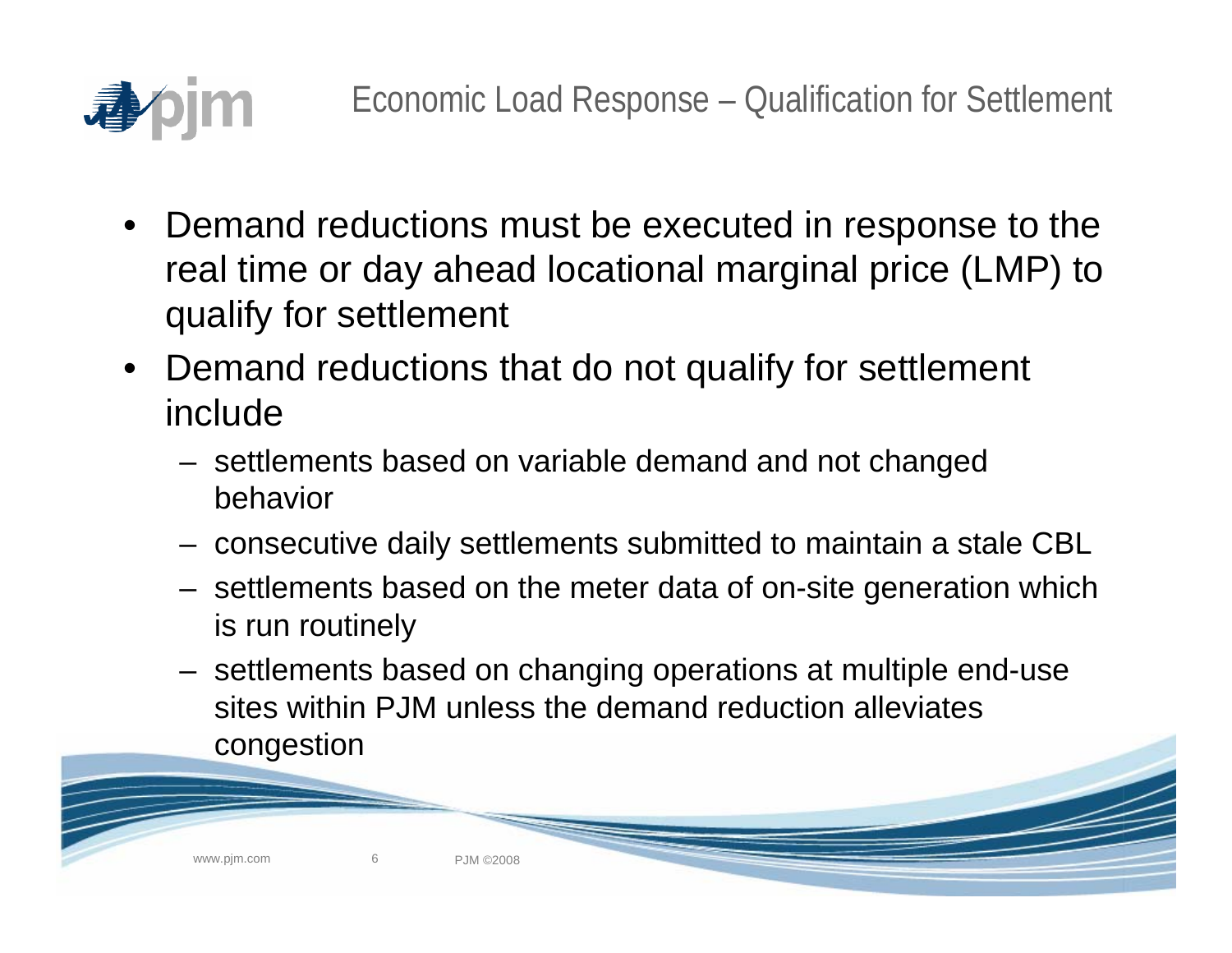# Economic Load Response – Qualification for Settlement

- Demand reductions must be executed in response to the real time or day ahead locational marginal price (LMP) to qualify for settlement
- Demand reductions that do not qualify for settlement include
  - settlements based on variable demand and not changed behavior
  - consecutive daily settlements submitted to maintain a stale CBL
  - settlements based on the meter data of on-site generation which is run routinely
  - settlements based on changing operations at multiple end-use sites within PJM unless the demand reduction alleviates congestion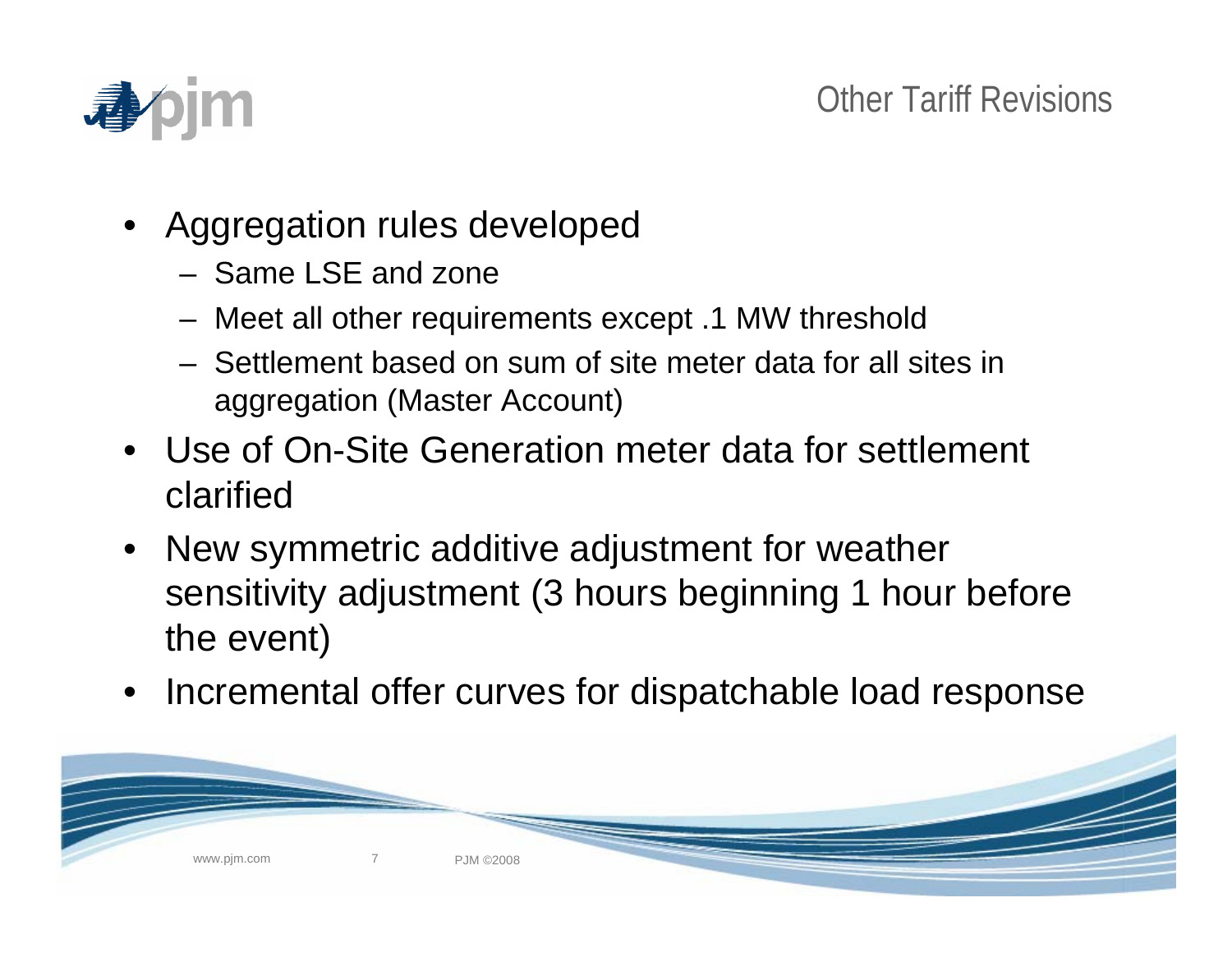# Other Tariff Revisions

- Aggregation rules developed
  - Same LSE and zone
  - Meet all other requirements except .1 MW threshold
  - Settlement based on sum of site meter data for all sites in aggregation (Master Account)
- Use of On-Site Generation meter data for settlement clarified
- New symmetric additive adjustment for weather sensitivity adjustment (3 hours beginning 1 hour before the event)
- Incremental offer curves for dispatchable load response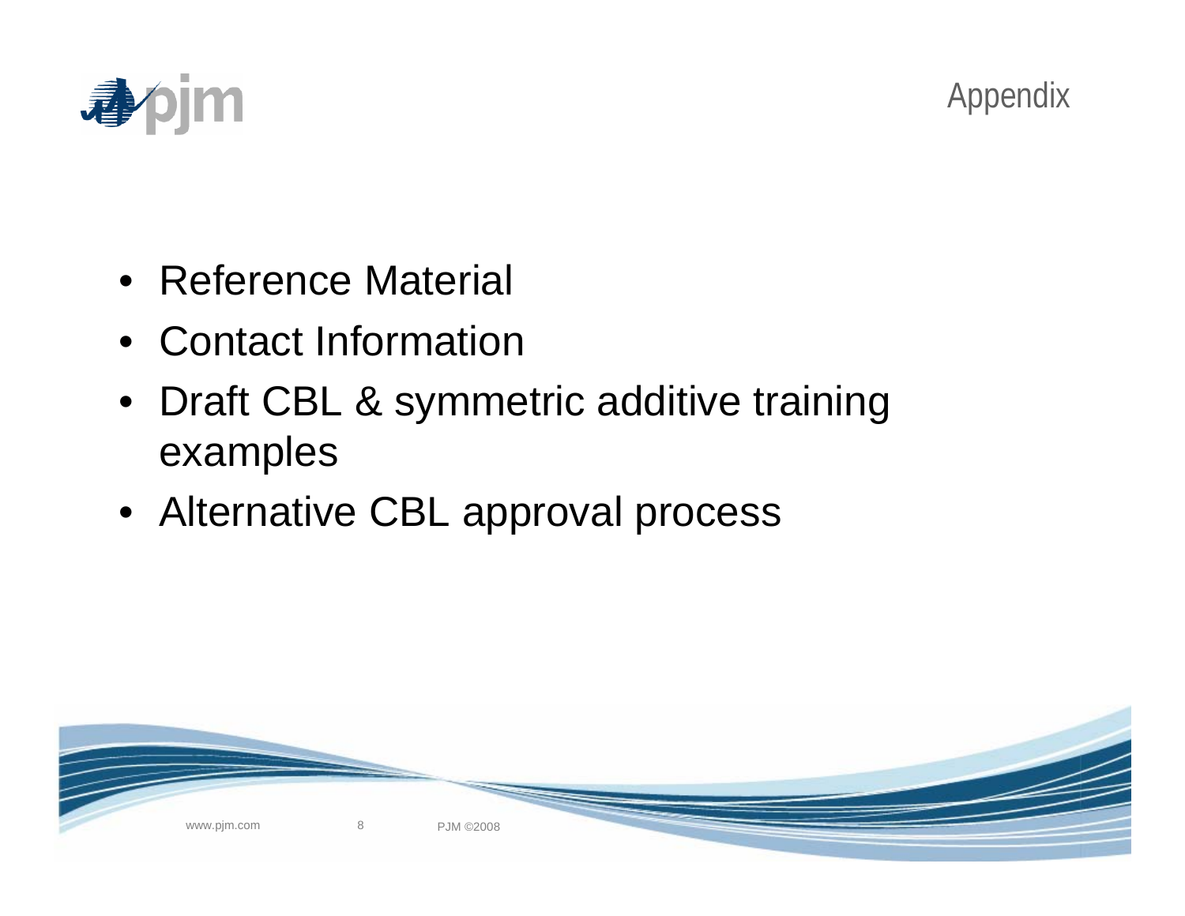# Appendix

- Reference Material
- Contact Information
- Draft CBL & symmetric additive training examples
- Alternative CBL approval process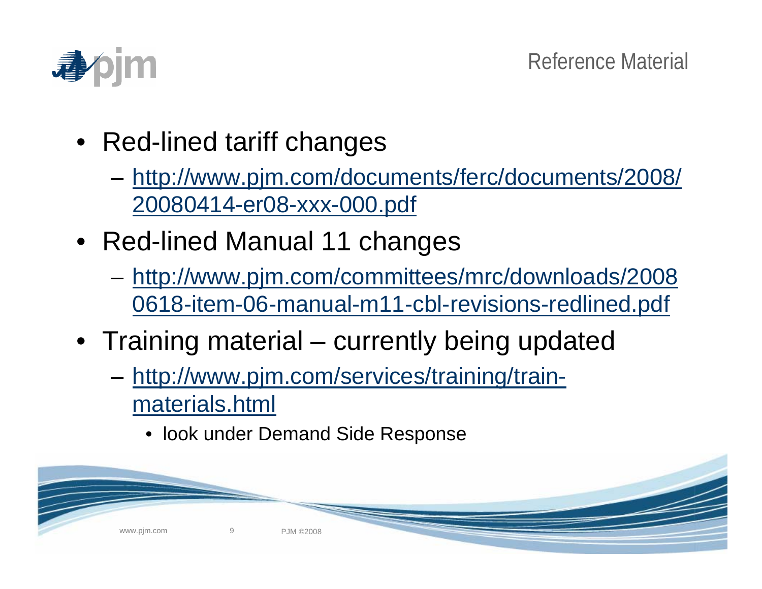# Reference Material

- Red-lined tariff changes
  - http://www.pjm.com/documents/ferc/documents/2008/20080414-er08-xxx-000.pdf
- Red-lined Manual 11 changes
  - http://www.pjm.com/committees/mrc/downloads/20080618-item-06-manual-m11-cbl-revisions-redlined.pdf
- Training material – currently being updated
  - http://www.pjm.com/services/training/train-materials.html
    - look under Demand Side Response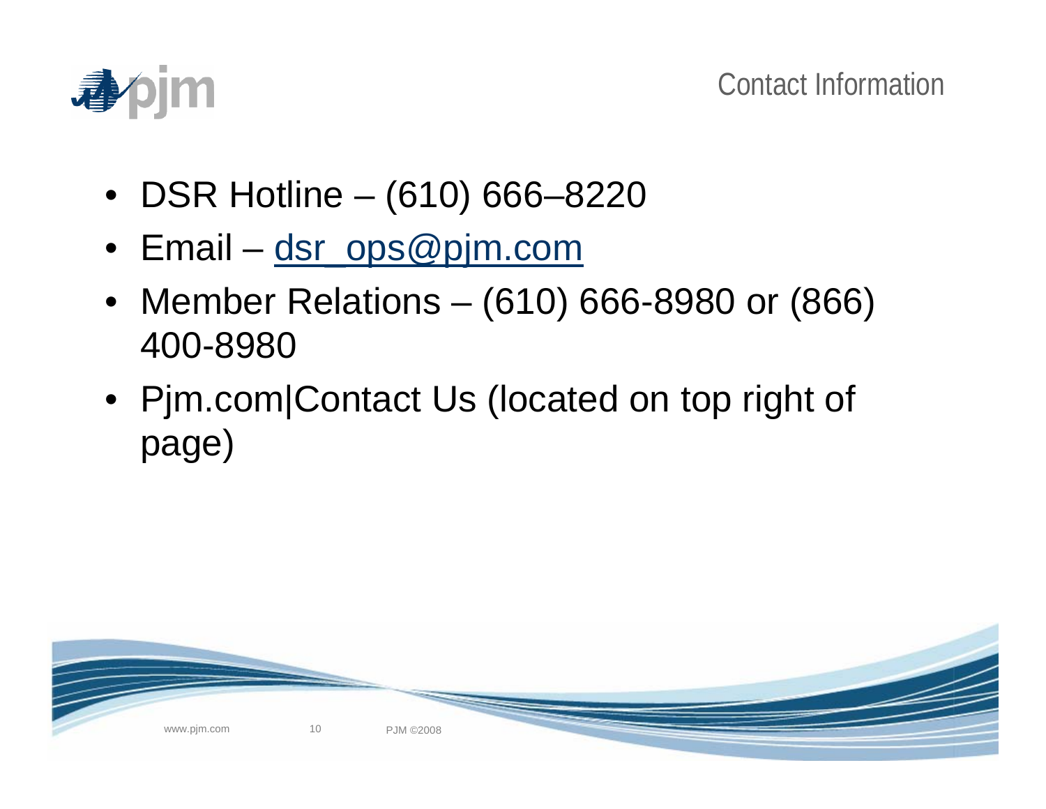# Contact Information

- DSR Hotline – (610) 666–8220
- Email – dsr_ops@pjm.com
- Member Relations – (610) 666-8980 or (866) 400-8980
- Pjm.com|Contact Us (located on top right of page)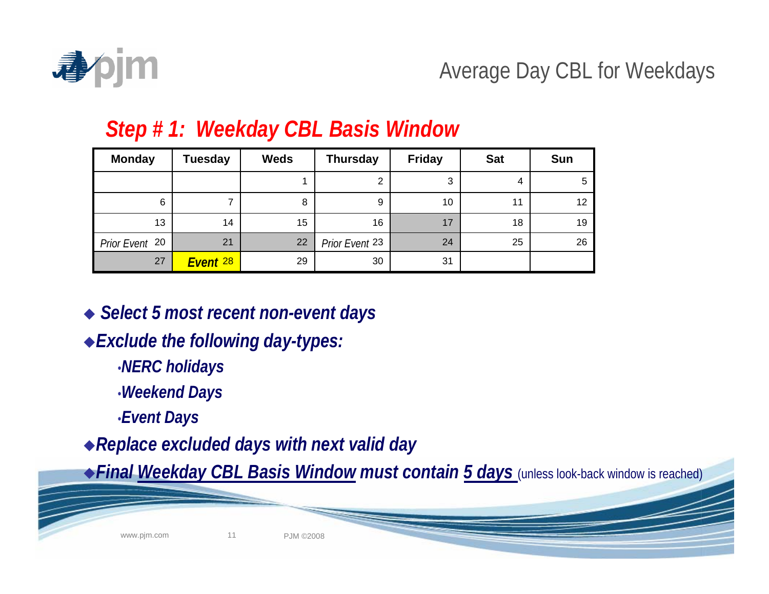# Average Day CBL for Weekdays

## *Step # 1: Weekday CBL Basis Window*

| Monday | Tuesday | Weds | Thursday | Friday | Sat | Sun |
|---|---|---|---|---|---|---|
| | | 1 | 2 | 3 | 4 | 5 |
| 6 | 7 | 8 | 9 | 10 | 11 | 12 |
| 13 | 14 | 15 | 16 | 17 | 18 | 19 |
| *Prior Event* 20 | 21 | 22 | *Prior Event* 23 | 24 | 25 | 26 |
| 27 | ***Event*** 28 | 29 | 30 | 31 | | |

- ***Select 5 most recent non-event days***
- ***Exclude the following day-types:***
  - ***NERC holidays***
  - ***Weekend Days***
  - ***Event Days***
- ***Replace excluded days with next valid day***
- ***Final Weekday CBL Basis Window must contain 5 days*** (unless look-back window is reached)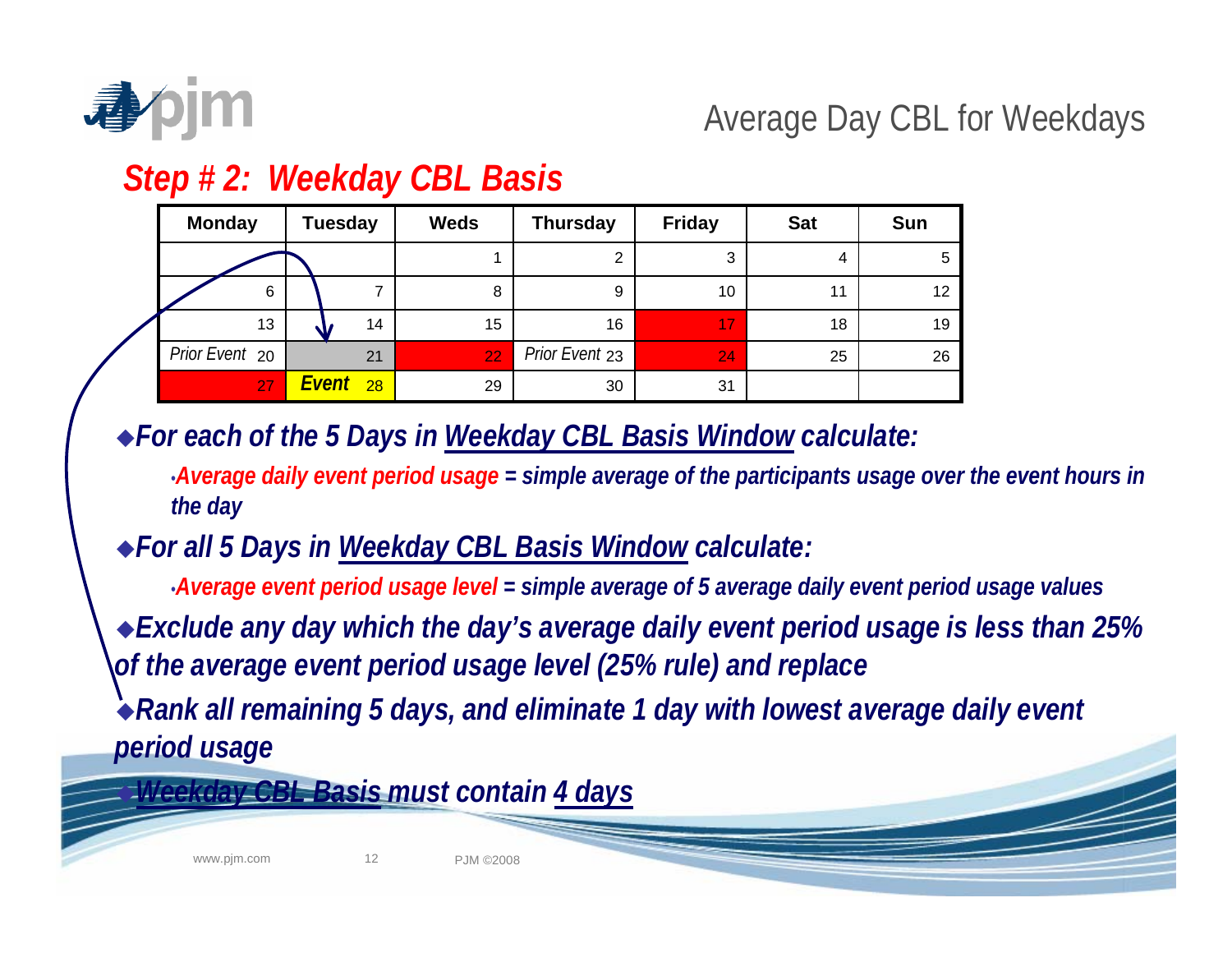## Average Day CBL for Weekdays

### *Step # 2: Weekday CBL Basis*

| Monday | Tuesday | Weds | Thursday | Friday | Sat | Sun |
|---|---|---|---|---|---|---|
| | | 1 | 2 | 3 | 4 | 5 |
| 6 | 7 | 8 | 9 | 10 | 11 | 12 |
| 13 | 14 | 15 | 16 | 17 | 18 | 19 |
| *Prior Event* 20 | 21 | 22 | *Prior Event* 23 | 24 | 25 | 26 |
| 27 | ***Event*** 28 | 29 | 30 | 31 | | |

- ***For each of the 5 Days in Weekday CBL Basis Window calculate:***
  - ***Average daily event period usage** = simple average of the participants usage over the event hours in the day*
- ***For all 5 Days in Weekday CBL Basis Window calculate:***
  - ***Average event period usage level** = simple average of 5 average daily event period usage values*
- ***Exclude any day which the day's average daily event period usage is less than 25% of the average event period usage level (25% rule) and replace***
- ***Rank all remaining 5 days, and eliminate 1 day with lowest average daily event period usage***
- ***Weekday CBL Basis must contain 4 days***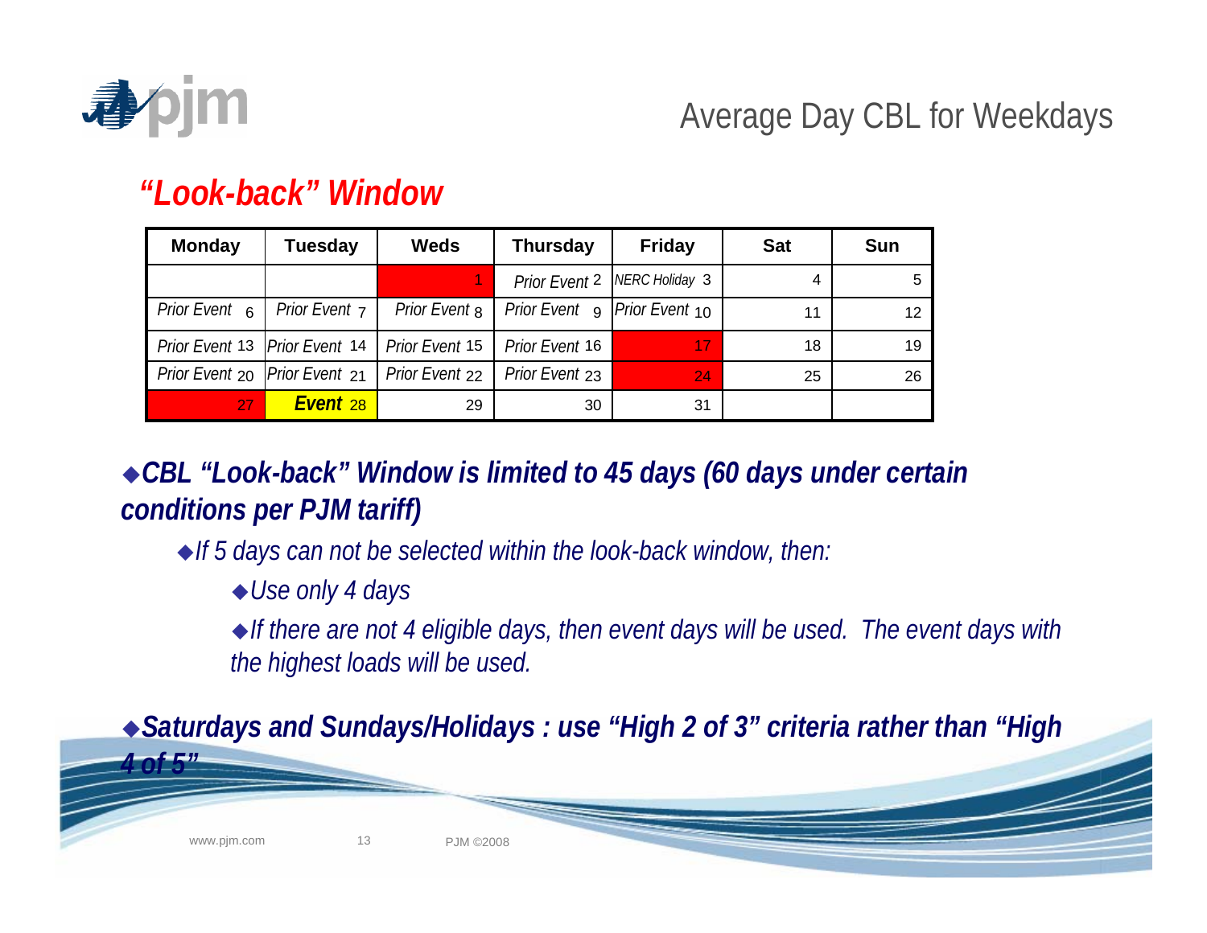# Average Day CBL for Weekdays

## *"Look-back" Window*

| Monday | Tuesday | Weds | Thursday | Friday | Sat | Sun |
|---|---|---|---|---|---|---|
| | | 1 | *Prior Event* 2 | *NERC Holiday* 3 | 4 | 5 |
| *Prior Event* 6 | *Prior Event* 7 | *Prior Event* 8 | *Prior Event* 9 | *Prior Event* 10 | 11 | 12 |
| *Prior Event* 13 | *Prior Event* 14 | *Prior Event* 15 | *Prior Event* 16 | 17 | 18 | 19 |
| *Prior Event* 20 | *Prior Event* 21 | *Prior Event* 22 | *Prior Event* 23 | 24 | 25 | 26 |
| 27 | ***Event*** 28 | 29 | 30 | 31 | | |

- ***CBL "Look-back" Window is limited to 45 days (60 days under certain conditions per PJM tariff)***
  - *If 5 days can not be selected within the look-back window, then:*
    - *Use only 4 days*
    - *If there are not 4 eligible days, then event days will be used. The event days with the highest loads will be used.*
- ***Saturdays and Sundays/Holidays : use "High 2 of 3" criteria rather than "High 4 of 5"***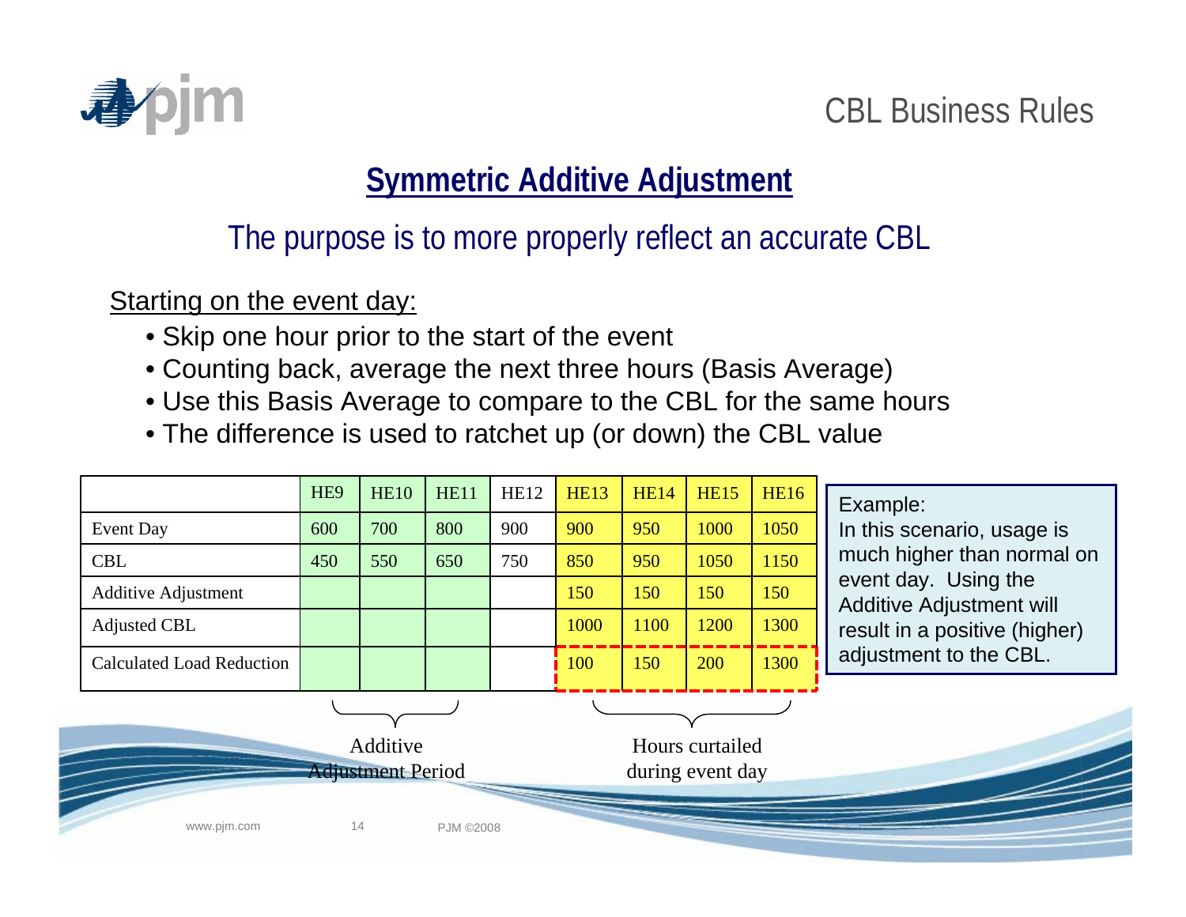CBL Business Rules

## Symmetric Additive Adjustment

The purpose is to more properly reflect an accurate CBL

Starting on the event day:

- Skip one hour prior to the start of the event
- Counting back, average the next three hours (Basis Average)
- Use this Basis Average to compare to the CBL for the same hours
- The difference is used to ratchet up (or down) the CBL value

| | HE9 | HE10 | HE11 | HE12 | HE13 | HE14 | HE15 | HE16 |
|---|---|---|---|---|---|---|---|---|
| Event Day | 600 | 700 | 800 | 900 | 900 | 950 | 1000 | 1050 |
| CBL | 450 | 550 | 650 | 750 | 850 | 950 | 1050 | 1150 |
| Additive Adjustment | | | | | 150 | 150 | 150 | 150 |
| Adjusted CBL | | | | | 1000 | 1100 | 1200 | 1300 |
| Calculated Load Reduction | | | | | 100 | 150 | 200 | 1300 |

HE9–HE11: Additive Adjustment Period

HE13–HE16: Hours curtailed during event day

Example:
In this scenario, usage is much higher than normal on event day. Using the Additive Adjustment will result in a positive (higher) adjustment to the CBL.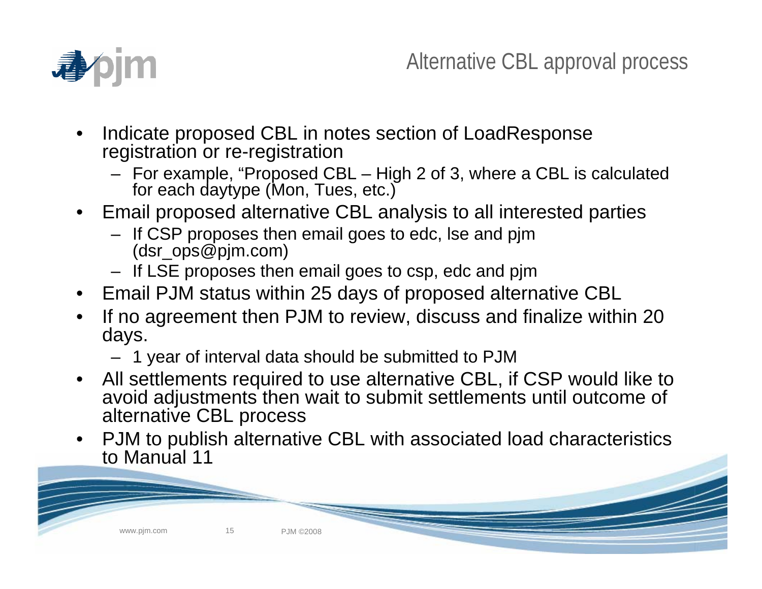# Alternative CBL approval process

- Indicate proposed CBL in notes section of LoadResponse registration or re-registration
  - For example, "Proposed CBL – High 2 of 3, where a CBL is calculated for each daytype (Mon, Tues, etc.)
- Email proposed alternative CBL analysis to all interested parties
  - If CSP proposes then email goes to edc, lse and pjm (dsr_ops@pjm.com)
  - If LSE proposes then email goes to csp, edc and pjm
- Email PJM status within 25 days of proposed alternative CBL
- If no agreement then PJM to review, discuss and finalize within 20 days.
  - 1 year of interval data should be submitted to PJM
- All settlements required to use alternative CBL, if CSP would like to avoid adjustments then wait to submit settlements until outcome of alternative CBL process
- PJM to publish alternative CBL with associated load characteristics to Manual 11